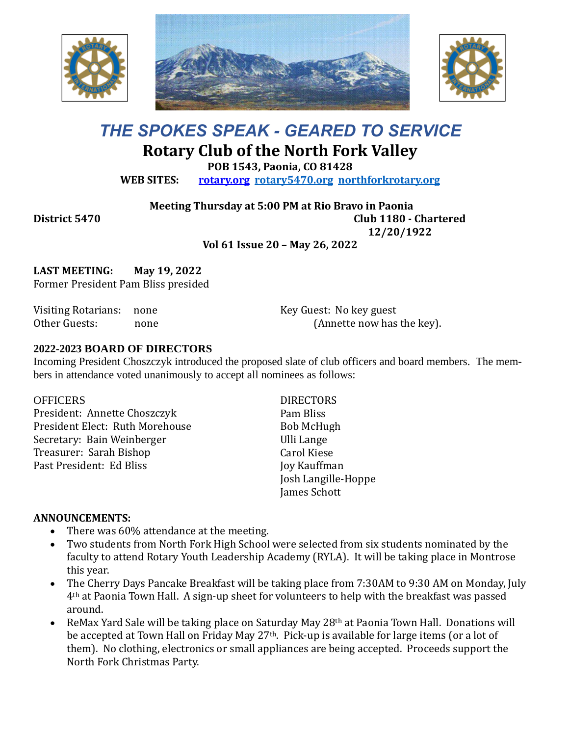# *THE SPOKES SPEAK - GEARED TO SERVICE*

## Rotary Club of the North Fork Valley

**POB 1543, Paonia, CO 81428**

**WEB SITES:** **rotary.org** **rotary5470.org** **northforkrotary.org**

**Meeting Thursday at 5:00 PM at Rio Bravo in Paonia**

**District 5470** **Club 1180 - Chartered 12/20/1922**

**Vol 61 Issue 20 – May 26, 2022**

**LAST MEETING: May 19, 2022**

Former President Pam Bliss presided

Visiting Rotarians: none

Other Guests: none

Key Guest: No key guest (Annette now has the key).

### 2022-2023 BOARD OF DIRECTORS

Incoming President Choszczyk introduced the proposed slate of club officers and board members. The members in attendance voted unanimously to accept all nominees as follows:

OFFICERS
President: Annette Choszczyk
President Elect: Ruth Morehouse
Secretary: Bain Weinberger
Treasurer: Sarah Bishop
Past President: Ed Bliss

DIRECTORS
Pam Bliss
Bob McHugh
Ulli Lange
Carol Kiese
Joy Kauffman
Josh Langille-Hoppe
James Schott

### ANNOUNCEMENTS:

- There was 60% attendance at the meeting.
- Two students from North Fork High School were selected from six students nominated by the faculty to attend Rotary Youth Leadership Academy (RYLA). It will be taking place in Montrose this year.
- The Cherry Days Pancake Breakfast will be taking place from 7:30AM to 9:30 AM on Monday, July 4th at Paonia Town Hall. A sign-up sheet for volunteers to help with the breakfast was passed around.
- ReMax Yard Sale will be taking place on Saturday May 28th at Paonia Town Hall. Donations will be accepted at Town Hall on Friday May 27th. Pick-up is available for large items (or a lot of them). No clothing, electronics or small appliances are being accepted. Proceeds support the North Fork Christmas Party.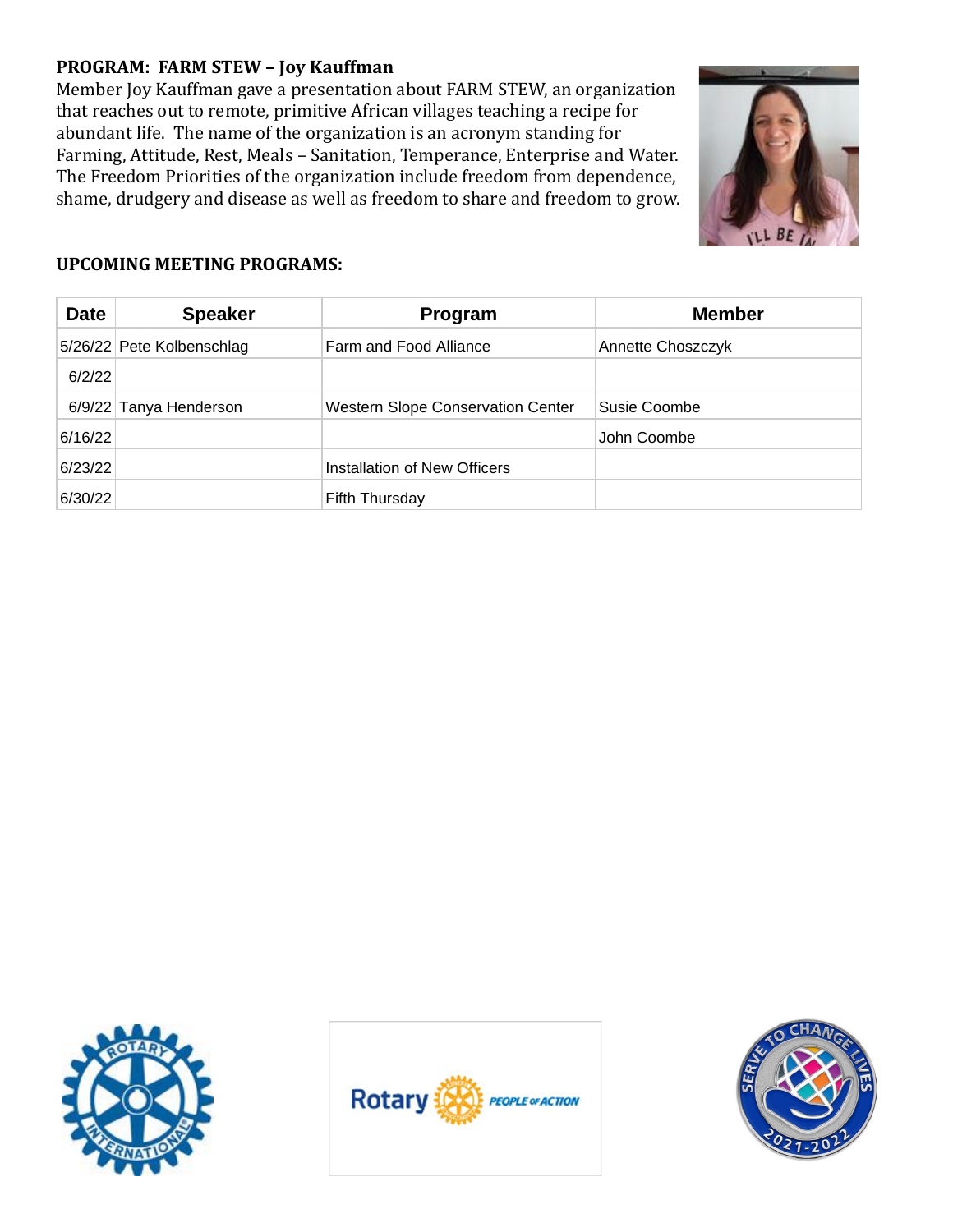**PROGRAM: FARM STEW – Joy Kauffman**

Member Joy Kauffman gave a presentation about FARM STEW, an organization that reaches out to remote, primitive African villages teaching a recipe for abundant life. The name of the organization is an acronym standing for Farming, Attitude, Rest, Meals – Sanitation, Temperance, Enterprise and Water. The Freedom Priorities of the organization include freedom from dependence, shame, drudgery and disease as well as freedom to share and freedom to grow.

**UPCOMING MEETING PROGRAMS:**

| Date | Speaker | Program | Member |
|---|---|---|---|
| 5/26/22 | Pete Kolbenschlag | Farm and Food Alliance | Annette Choszczyk |
| 6/2/22 | | | |
| 6/9/22 | Tanya Henderson | Western Slope Conservation Center | Susie Coombe |
| 6/16/22 | | | John Coombe |
| 6/23/22 | | Installation of New Officers | |
| 6/30/22 | | Fifth Thursday | |